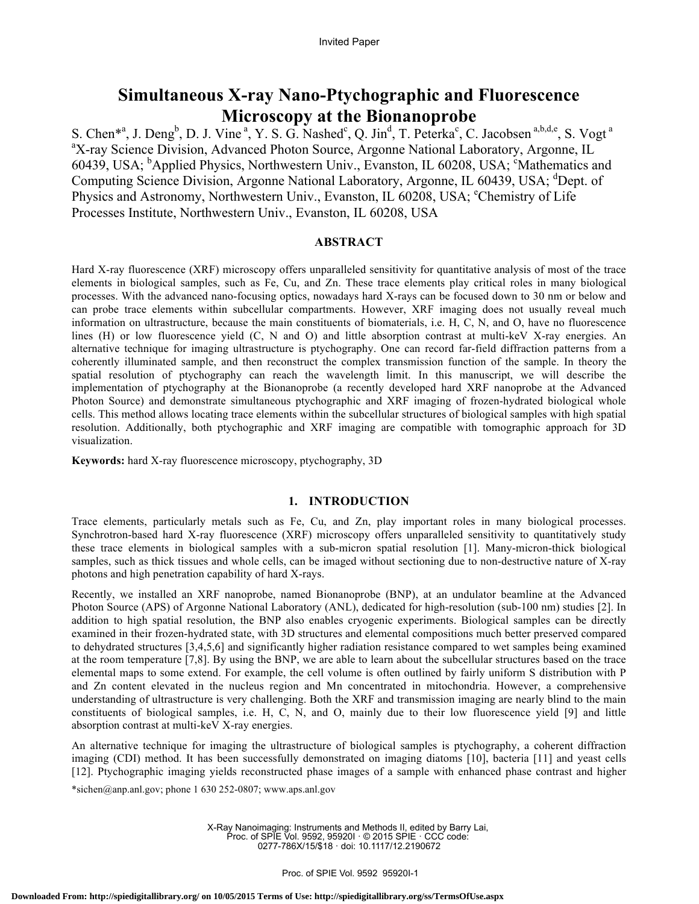Invited Paper

# Simultaneous X-ray Nano-Ptychographic and Fluorescence Microscopy at the Bionanoprobe

S. Chen*[a], J. Deng[b], D. J. Vine[a], Y. S. G. Nashed[c], Q. Jin[d], T. Peterka[c], C. Jacobsen[a,b,d,e], S. Vogt[a]

[a]X-ray Science Division, Advanced Photon Source, Argonne National Laboratory, Argonne, IL 60439, USA; [b]Applied Physics, Northwestern Univ., Evanston, IL 60208, USA; [c]Mathematics and Computing Science Division, Argonne National Laboratory, Argonne, IL 60439, USA; [d]Dept. of Physics and Astronomy, Northwestern Univ., Evanston, IL 60208, USA; [e]Chemistry of Life Processes Institute, Northwestern Univ., Evanston, IL 60208, USA

## ABSTRACT

Hard X-ray fluorescence (XRF) microscopy offers unparalleled sensitivity for quantitative analysis of most of the trace elements in biological samples, such as Fe, Cu, and Zn. These trace elements play critical roles in many biological processes. With the advanced nano-focusing optics, nowadays hard X-rays can be focused down to 30 nm or below and can probe trace elements within subcellular compartments. However, XRF imaging does not usually reveal much information on ultrastructure, because the main constituents of biomaterials, i.e. H, C, N, and O, have no fluorescence lines (H) or low fluorescence yield (C, N and O) and little absorption contrast at multi-keV X-ray energies. An alternative technique for imaging ultrastructure is ptychography. One can record far-field diffraction patterns from a coherently illuminated sample, and then reconstruct the complex transmission function of the sample. In theory the spatial resolution of ptychography can reach the wavelength limit. In this manuscript, we will describe the implementation of ptychography at the Bionanoprobe (a recently developed hard XRF nanoprobe at the Advanced Photon Source) and demonstrate simultaneous ptychographic and XRF imaging of frozen-hydrated biological whole cells. This method allows locating trace elements within the subcellular structures of biological samples with high spatial resolution. Additionally, both ptychographic and XRF imaging are compatible with tomographic approach for 3D visualization.

**Keywords:** hard X-ray fluorescence microscopy, ptychography, 3D

## 1. INTRODUCTION

Trace elements, particularly metals such as Fe, Cu, and Zn, play important roles in many biological processes. Synchrotron-based hard X-ray fluorescence (XRF) microscopy offers unparalleled sensitivity to quantitatively study these trace elements in biological samples with a sub-micron spatial resolution [1]. Many-micron-thick biological samples, such as thick tissues and whole cells, can be imaged without sectioning due to non-destructive nature of X-ray photons and high penetration capability of hard X-rays.

Recently, we installed an XRF nanoprobe, named Bionanoprobe (BNP), at an undulator beamline at the Advanced Photon Source (APS) of Argonne National Laboratory (ANL), dedicated for high-resolution (sub-100 nm) studies [2]. In addition to high spatial resolution, the BNP also enables cryogenic experiments. Biological samples can be directly examined in their frozen-hydrated state, with 3D structures and elemental compositions much better preserved compared to dehydrated structures [3,4,5,6] and significantly higher radiation resistance compared to wet samples being examined at the room temperature [7,8]. By using the BNP, we are able to learn about the subcellular structures based on the trace elemental maps to some extend. For example, the cell volume is often outlined by fairly uniform S distribution with P and Zn content elevated in the nucleus region and Mn concentrated in mitochondria. However, a comprehensive understanding of ultrastructure is very challenging. Both the XRF and transmission imaging are nearly blind to the main constituents of biological samples, i.e. H, C, N, and O, mainly due to their low fluorescence yield [9] and little absorption contrast at multi-keV X-ray energies.

An alternative technique for imaging the ultrastructure of biological samples is ptychography, a coherent diffraction imaging (CDI) method. It has been successfully demonstrated on imaging diatoms [10], bacteria [11] and yeast cells [12]. Ptychographic imaging yields reconstructed phase images of a sample with enhanced phase contrast and higher

*sichen@anp.anl.gov; phone 1 630 252-0807; www.aps.anl.gov

X-Ray Nanoimaging: Instruments and Methods II, edited by Barry Lai, Proc. of SPIE Vol. 9592, 95920I · © 2015 SPIE · CCC code: 0277-786X/15/$18 · doi: 10.1117/12.2190672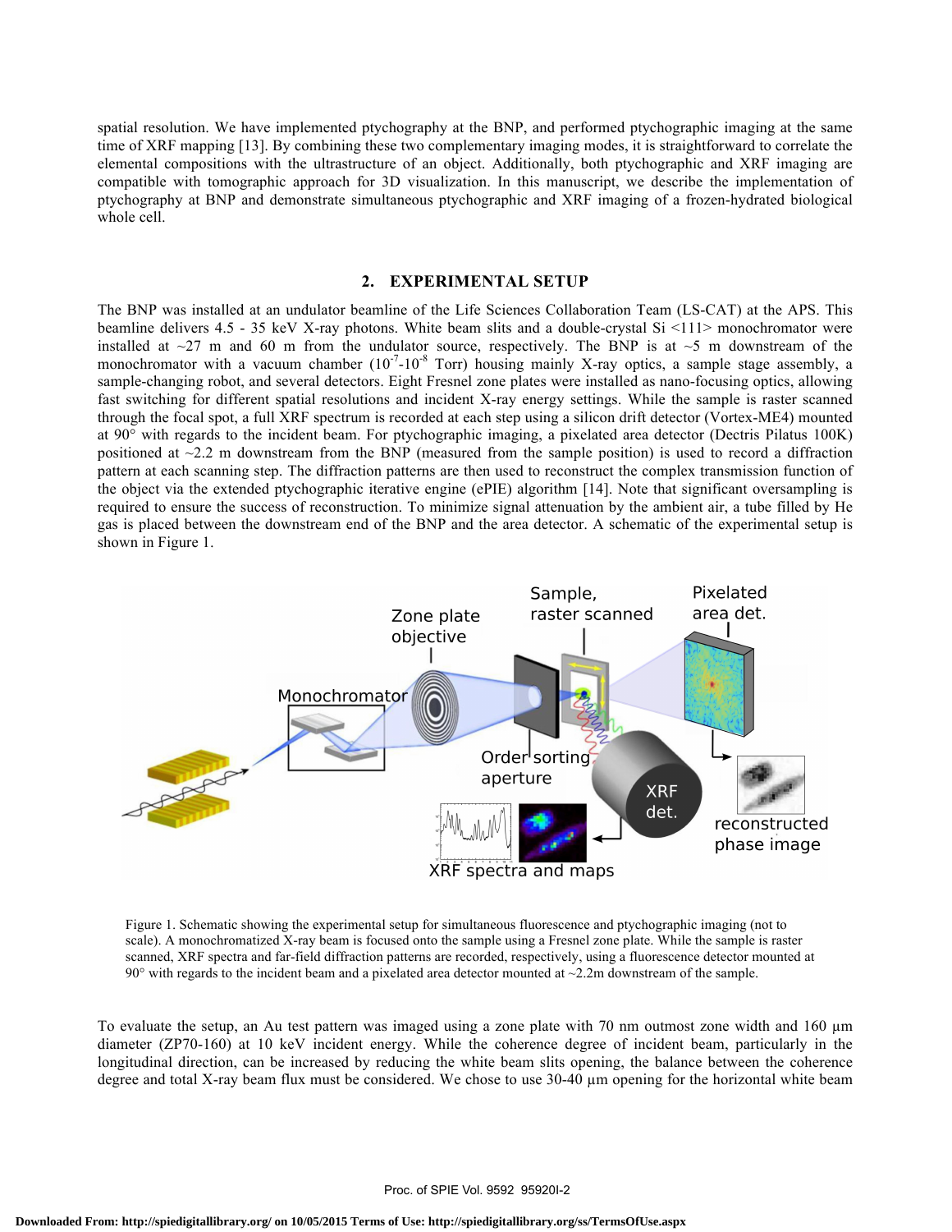spatial resolution. We have implemented ptychography at the BNP, and performed ptychographic imaging at the same time of XRF mapping [13]. By combining these two complementary imaging modes, it is straightforward to correlate the elemental compositions with the ultrastructure of an object. Additionally, both ptychographic and XRF imaging are compatible with tomographic approach for 3D visualization. In this manuscript, we describe the implementation of ptychography at BNP and demonstrate simultaneous ptychographic and XRF imaging of a frozen-hydrated biological whole cell.

## 2. EXPERIMENTAL SETUP

The BNP was installed at an undulator beamline of the Life Sciences Collaboration Team (LS-CAT) at the APS. This beamline delivers 4.5 - 35 keV X-ray photons. White beam slits and a double-crystal Si <111> monochromator were installed at ~27 m and 60 m from the undulator source, respectively. The BNP is at ~5 m downstream of the monochromator with a vacuum chamber ($10^{-7}$-$10^{-8}$ Torr) housing mainly X-ray optics, a sample stage assembly, a sample-changing robot, and several detectors. Eight Fresnel zone plates were installed as nano-focusing optics, allowing fast switching for different spatial resolutions and incident X-ray energy settings. While the sample is raster scanned through the focal spot, a full XRF spectrum is recorded at each step using a silicon drift detector (Vortex-ME4) mounted at 90° with regards to the incident beam. For ptychographic imaging, a pixelated area detector (Dectris Pilatus 100K) positioned at ~2.2 m downstream from the BNP (measured from the sample position) is used to record a diffraction pattern at each scanning step. The diffraction patterns are then used to reconstruct the complex transmission function of the object via the extended ptychographic iterative engine (ePIE) algorithm [14]. Note that significant oversampling is required to ensure the success of reconstruction. To minimize signal attenuation by the ambient air, a tube filled by He gas is placed between the downstream end of the BNP and the area detector. A schematic of the experimental setup is shown in Figure 1.

Figure 1. Schematic showing the experimental setup for simultaneous fluorescence and ptychographic imaging (not to scale). A monochromatized X-ray beam is focused onto the sample using a Fresnel zone plate. While the sample is raster scanned, XRF spectra and far-field diffraction patterns are recorded, respectively, using a fluorescence detector mounted at 90° with regards to the incident beam and a pixelated area detector mounted at ~2.2m downstream of the sample.

To evaluate the setup, an Au test pattern was imaged using a zone plate with 70 nm outmost zone width and 160 µm diameter (ZP70-160) at 10 keV incident energy. While the coherence degree of incident beam, particularly in the longitudinal direction, can be increased by reducing the white beam slits opening, the balance between the coherence degree and total X-ray beam flux must be considered. We chose to use 30-40 µm opening for the horizontal white beam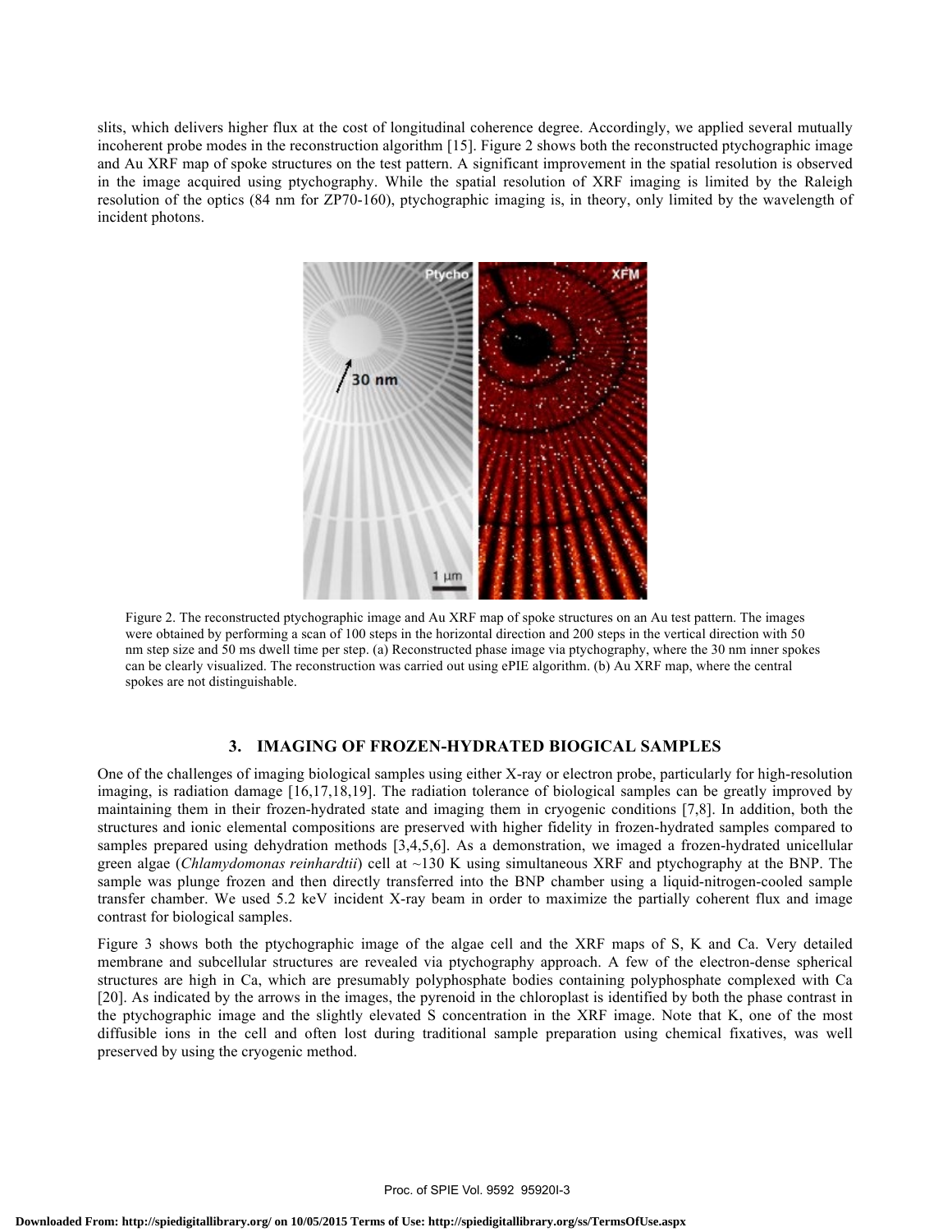slits, which delivers higher flux at the cost of longitudinal coherence degree. Accordingly, we applied several mutually incoherent probe modes in the reconstruction algorithm [15]. Figure 2 shows both the reconstructed ptychographic image and Au XRF map of spoke structures on the test pattern. A significant improvement in the spatial resolution is observed in the image acquired using ptychography. While the spatial resolution of XRF imaging is limited by the Raleigh resolution of the optics (84 nm for ZP70-160), ptychographic imaging is, in theory, only limited by the wavelength of incident photons.

Figure 2. The reconstructed ptychographic image and Au XRF map of spoke structures on an Au test pattern. The images were obtained by performing a scan of 100 steps in the horizontal direction and 200 steps in the vertical direction with 50 nm step size and 50 ms dwell time per step. (a) Reconstructed phase image via ptychography, where the 30 nm inner spokes can be clearly visualized. The reconstruction was carried out using ePIE algorithm. (b) Au XRF map, where the central spokes are not distinguishable.

## 3. IMAGING OF FROZEN-HYDRATED BIOGICAL SAMPLES

One of the challenges of imaging biological samples using either X-ray or electron probe, particularly for high-resolution imaging, is radiation damage [16,17,18,19]. The radiation tolerance of biological samples can be greatly improved by maintaining them in their frozen-hydrated state and imaging them in cryogenic conditions [7,8]. In addition, both the structures and ionic elemental compositions are preserved with higher fidelity in frozen-hydrated samples compared to samples prepared using dehydration methods [3,4,5,6]. As a demonstration, we imaged a frozen-hydrated unicellular green algae (*Chlamydomonas reinhardtii*) cell at ~130 K using simultaneous XRF and ptychography at the BNP. The sample was plunge frozen and then directly transferred into the BNP chamber using a liquid-nitrogen-cooled sample transfer chamber. We used 5.2 keV incident X-ray beam in order to maximize the partially coherent flux and image contrast for biological samples.

Figure 3 shows both the ptychographic image of the algae cell and the XRF maps of S, K and Ca. Very detailed membrane and subcellular structures are revealed via ptychography approach. A few of the electron-dense spherical structures are high in Ca, which are presumably polyphosphate bodies containing polyphosphate complexed with Ca [20]. As indicated by the arrows in the images, the pyrenoid in the chloroplast is identified by both the phase contrast in the ptychographic image and the slightly elevated S concentration in the XRF image. Note that K, one of the most diffusible ions in the cell and often lost during traditional sample preparation using chemical fixatives, was well preserved by using the cryogenic method.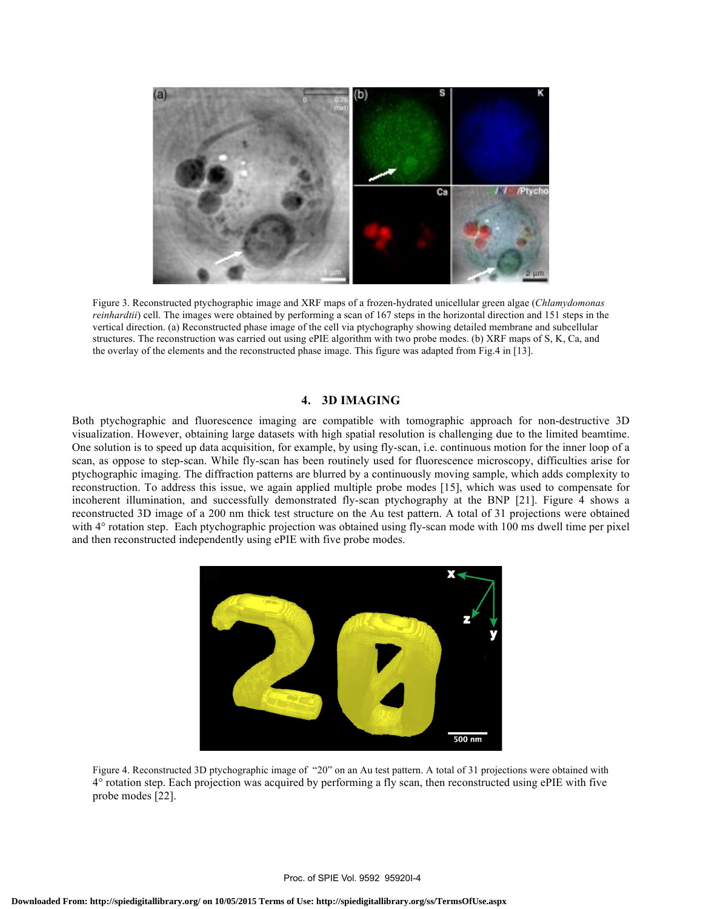Figure 3. Reconstructed ptychographic image and XRF maps of a frozen-hydrated unicellular green algae (*Chlamydomonas reinhardtii*) cell. The images were obtained by performing a scan of 167 steps in the horizontal direction and 151 steps in the vertical direction. (a) Reconstructed phase image of the cell via ptychography showing detailed membrane and subcellular structures. The reconstruction was carried out using ePIE algorithm with two probe modes. (b) XRF maps of S, K, Ca, and the overlay of the elements and the reconstructed phase image. This figure was adapted from Fig.4 in [13].

## 4. 3D IMAGING

Both ptychographic and fluorescence imaging are compatible with tomographic approach for non-destructive 3D visualization. However, obtaining large datasets with high spatial resolution is challenging due to the limited beamtime. One solution is to speed up data acquisition, for example, by using fly-scan, i.e. continuous motion for the inner loop of a scan, as oppose to step-scan. While fly-scan has been routinely used for fluorescence microscopy, difficulties arise for ptychographic imaging. The diffraction patterns are blurred by a continuously moving sample, which adds complexity to reconstruction. To address this issue, we again applied multiple probe modes [15], which was used to compensate for incoherent illumination, and successfully demonstrated fly-scan ptychography at the BNP [21]. Figure 4 shows a reconstructed 3D image of a 200 nm thick test structure on the Au test pattern. A total of 31 projections were obtained with 4° rotation step. Each ptychographic projection was obtained using fly-scan mode with 100 ms dwell time per pixel and then reconstructed independently using ePIE with five probe modes.

Figure 4. Reconstructed 3D ptychographic image of "20" on an Au test pattern. A total of 31 projections were obtained with 4° rotation step. Each projection was acquired by performing a fly scan, then reconstructed using ePIE with five probe modes [22].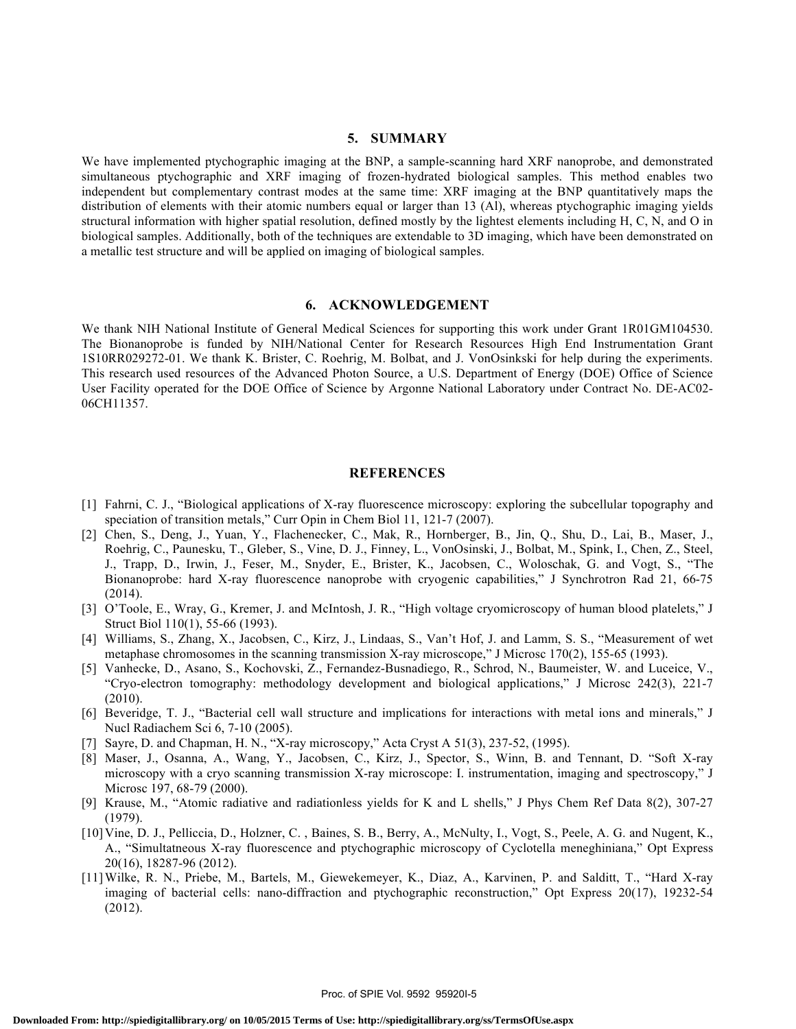## 5. SUMMARY

We have implemented ptychographic imaging at the BNP, a sample-scanning hard XRF nanoprobe, and demonstrated simultaneous ptychographic and XRF imaging of frozen-hydrated biological samples. This method enables two independent but complementary contrast modes at the same time: XRF imaging at the BNP quantitatively maps the distribution of elements with their atomic numbers equal or larger than 13 (Al), whereas ptychographic imaging yields structural information with higher spatial resolution, defined mostly by the lightest elements including H, C, N, and O in biological samples. Additionally, both of the techniques are extendable to 3D imaging, which have been demonstrated on a metallic test structure and will be applied on imaging of biological samples.

## 6. ACKNOWLEDGEMENT

We thank NIH National Institute of General Medical Sciences for supporting this work under Grant 1R01GM104530. The Bionanoprobe is funded by NIH/National Center for Research Resources High End Instrumentation Grant 1S10RR029272-01. We thank K. Brister, C. Roehrig, M. Bolbat, and J. VonOsinkski for help during the experiments. This research used resources of the Advanced Photon Source, a U.S. Department of Energy (DOE) Office of Science User Facility operated for the DOE Office of Science by Argonne National Laboratory under Contract No. DE-AC02-06CH11357.

## REFERENCES

[1] Fahrni, C. J., "Biological applications of X-ray fluorescence microscopy: exploring the subcellular topography and speciation of transition metals," Curr Opin in Chem Biol 11, 121-7 (2007).

[2] Chen, S., Deng, J., Yuan, Y., Flachenecker, C., Mak, R., Hornberger, B., Jin, Q., Shu, D., Lai, B., Maser, J., Roehrig, C., Paunesku, T., Gleber, S., Vine, D. J., Finney, L., VonOsinski, J., Bolbat, M., Spink, I., Chen, Z., Steel, J., Trapp, D., Irwin, J., Feser, M., Snyder, E., Brister, K., Jacobsen, C., Woloschak, G. and Vogt, S., "The Bionanoprobe: hard X-ray fluorescence nanoprobe with cryogenic capabilities," J Synchrotron Rad 21, 66-75 (2014).

[3] O'Toole, E., Wray, G., Kremer, J. and McIntosh, J. R., "High voltage cryomicroscopy of human blood platelets," J Struct Biol 110(1), 55-66 (1993).

[4] Williams, S., Zhang, X., Jacobsen, C., Kirz, J., Lindaas, S., Van't Hof, J. and Lamm, S. S., "Measurement of wet metaphase chromosomes in the scanning transmission X-ray microscope," J Microsc 170(2), 155-65 (1993).

[5] Vanhecke, D., Asano, S., Kochovski, Z., Fernandez-Busnadiego, R., Schrod, N., Baumeister, W. and Luceice, V., "Cryo-electron tomography: methodology development and biological applications," J Microsc 242(3), 221-7 (2010).

[6] Beveridge, T. J., "Bacterial cell wall structure and implications for interactions with metal ions and minerals," J Nucl Radiachem Sci 6, 7-10 (2005).

[7] Sayre, D. and Chapman, H. N., "X-ray microscopy," Acta Cryst A 51(3), 237-52, (1995).

[8] Maser, J., Osanna, A., Wang, Y., Jacobsen, C., Kirz, J., Spector, S., Winn, B. and Tennant, D. "Soft X-ray microscopy with a cryo scanning transmission X-ray microscope: I. instrumentation, imaging and spectroscopy," J Microsc 197, 68-79 (2000).

[9] Krause, M., "Atomic radiative and radiationless yields for K and L shells," J Phys Chem Ref Data 8(2), 307-27 (1979).

[10] Vine, D. J., Pelliccia, D., Holzner, C. , Baines, S. B., Berry, A., McNulty, I., Vogt, S., Peele, A. G. and Nugent, K., A., "Simultatneous X-ray fluorescence and ptychographic microscopy of Cyclotella meneghiniana," Opt Express 20(16), 18287-96 (2012).

[11] Wilke, R. N., Priebe, M., Bartels, M., Giewekemeyer, K., Diaz, A., Karvinen, P. and Salditt, T., "Hard X-ray imaging of bacterial cells: nano-diffraction and ptychographic reconstruction," Opt Express 20(17), 19232-54 (2012).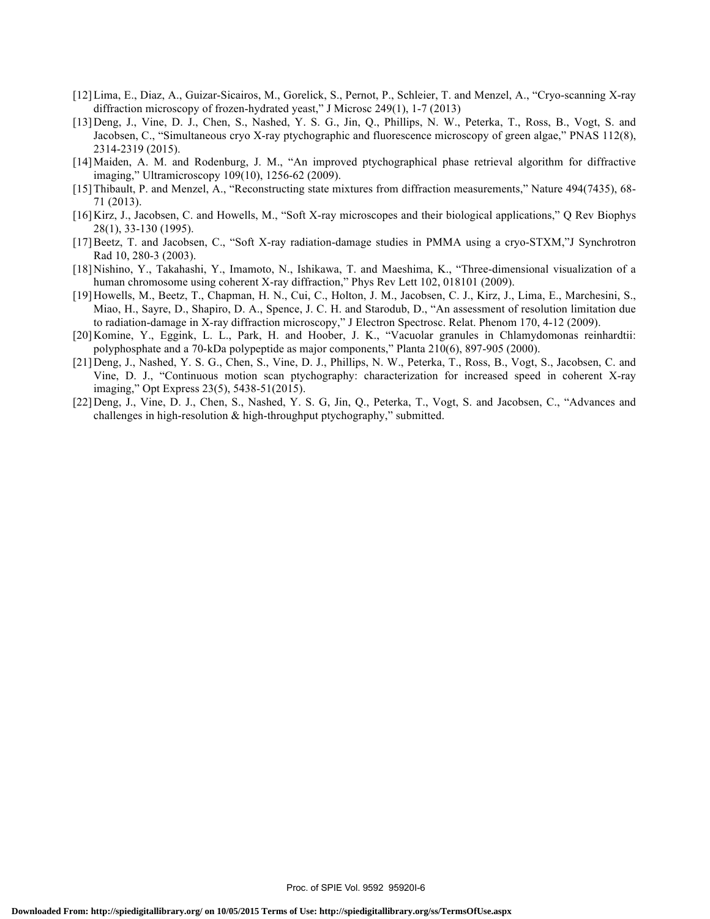[12] Lima, E., Diaz, A., Guizar-Sicairos, M., Gorelick, S., Pernot, P., Schleier, T. and Menzel, A., "Cryo-scanning X-ray diffraction microscopy of frozen-hydrated yeast," J Microsc 249(1), 1-7 (2013)

[13] Deng, J., Vine, D. J., Chen, S., Nashed, Y. S. G., Jin, Q., Phillips, N. W., Peterka, T., Ross, B., Vogt, S. and Jacobsen, C., "Simultaneous cryo X-ray ptychographic and fluorescence microscopy of green algae," PNAS 112(8), 2314-2319 (2015).

[14] Maiden, A. M. and Rodenburg, J. M., "An improved ptychographical phase retrieval algorithm for diffractive imaging," Ultramicroscopy 109(10), 1256-62 (2009).

[15] Thibault, P. and Menzel, A., "Reconstructing state mixtures from diffraction measurements," Nature 494(7435), 68-71 (2013).

[16] Kirz, J., Jacobsen, C. and Howells, M., "Soft X-ray microscopes and their biological applications," Q Rev Biophys 28(1), 33-130 (1995).

[17] Beetz, T. and Jacobsen, C., "Soft X-ray radiation-damage studies in PMMA using a cryo-STXM,"J Synchrotron Rad 10, 280-3 (2003).

[18] Nishino, Y., Takahashi, Y., Imamoto, N., Ishikawa, T. and Maeshima, K., "Three-dimensional visualization of a human chromosome using coherent X-ray diffraction," Phys Rev Lett 102, 018101 (2009).

[19] Howells, M., Beetz, T., Chapman, H. N., Cui, C., Holton, J. M., Jacobsen, C. J., Kirz, J., Lima, E., Marchesini, S., Miao, H., Sayre, D., Shapiro, D. A., Spence, J. C. H. and Starodub, D., "An assessment of resolution limitation due to radiation-damage in X-ray diffraction microscopy," J Electron Spectrosc. Relat. Phenom 170, 4-12 (2009).

[20] Komine, Y., Eggink, L. L., Park, H. and Hoober, J. K., "Vacuolar granules in Chlamydomonas reinhardtii: polyphosphate and a 70-kDa polypeptide as major components," Planta 210(6), 897-905 (2000).

[21] Deng, J., Nashed, Y. S. G., Chen, S., Vine, D. J., Phillips, N. W., Peterka, T., Ross, B., Vogt, S., Jacobsen, C. and Vine, D. J., "Continuous motion scan ptychography: characterization for increased speed in coherent X-ray imaging," Opt Express 23(5), 5438-51(2015).

[22] Deng, J., Vine, D. J., Chen, S., Nashed, Y. S. G, Jin, Q., Peterka, T., Vogt, S. and Jacobsen, C., "Advances and challenges in high-resolution & high-throughput ptychography," submitted.